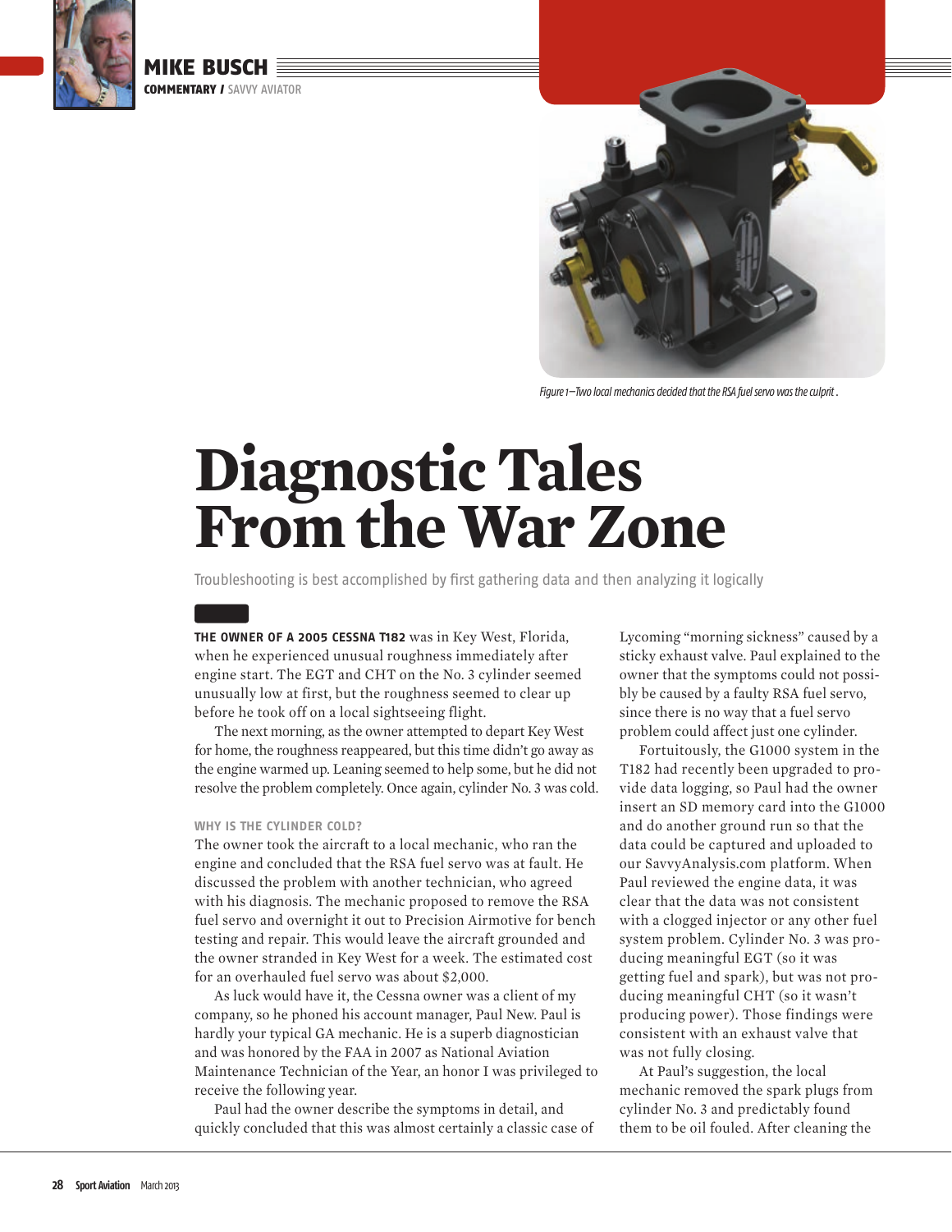MIKE BUSCH

COMMENTARY / SAVVY AVIATOR

Figure 1—Two local mechanics decided that the RSA fuel servo was the culprit .

# Diagnostic Tales From the War Zone

Troubleshooting is best accomplished by first gathering data and then analyzing it logically

**THE OWNER OF A 2005 CESSNA T182** was in Key West, Florida, when he experienced unusual roughness immediately after engine start. The EGT and CHT on the No. 3 cylinder seemed unusually low at first, but the roughness seemed to clear up before he took off on a local sightseeing flight.

The next morning, as the owner attempted to depart Key West for home, the roughness reappeared, but this time didn't go away as the engine warmed up. Leaning seemed to help some, but he did not resolve the problem completely. Once again, cylinder No. 3 was cold.

### WHY IS THE CYLINDER COLD?

The owner took the aircraft to a local mechanic, who ran the engine and concluded that the RSA fuel servo was at fault. He discussed the problem with another technician, who agreed with his diagnosis. The mechanic proposed to remove the RSA fuel servo and overnight it out to Precision Airmotive for bench testing and repair. This would leave the aircraft grounded and the owner stranded in Key West for a week. The estimated cost for an overhauled fuel servo was about $2,000.

As luck would have it, the Cessna owner was a client of my company, so he phoned his account manager, Paul New. Paul is hardly your typical GA mechanic. He is a superb diagnostician and was honored by the FAA in 2007 as National Aviation Maintenance Technician of the Year, an honor I was privileged to receive the following year.

Paul had the owner describe the symptoms in detail, and quickly concluded that this was almost certainly a classic case of Lycoming "morning sickness" caused by a sticky exhaust valve. Paul explained to the owner that the symptoms could not possibly be caused by a faulty RSA fuel servo, since there is no way that a fuel servo problem could affect just one cylinder.

Fortuitously, the G1000 system in the T182 had recently been upgraded to provide data logging, so Paul had the owner insert an SD memory card into the G1000 and do another ground run so that the data could be captured and uploaded to our SavvyAnalysis.com platform. When Paul reviewed the engine data, it was clear that the data was not consistent with a clogged injector or any other fuel system problem. Cylinder No. 3 was producing meaningful EGT (so it was getting fuel and spark), but was not producing meaningful CHT (so it wasn't producing power). Those findings were consistent with an exhaust valve that was not fully closing.

At Paul's suggestion, the local mechanic removed the spark plugs from cylinder No. 3 and predictably found them to be oil fouled. After cleaning the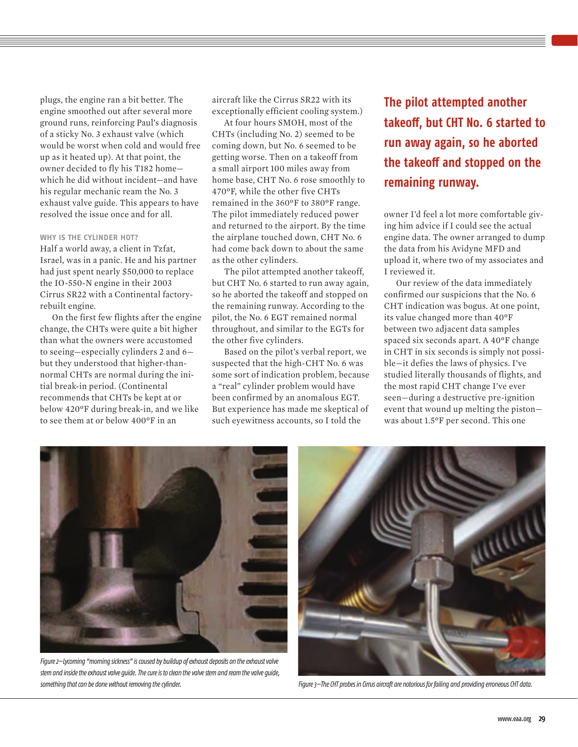plugs, the engine ran a bit better. The engine smoothed out after several more ground runs, reinforcing Paul's diagnosis of a sticky No. 3 exhaust valve (which would be worst when cold and would free up as it heated up). At that point, the owner decided to fly his T182 home—which he did without incident—and have his regular mechanic ream the No. 3 exhaust valve guide. This appears to have resolved the issue once and for all.

### WHY IS THE CYLINDER HOT?

Half a world away, a client in Tzfat, Israel, was in a panic. He and his partner had just spent nearly $50,000 to replace the IO-550-N engine in their 2003 Cirrus SR22 with a Continental factory-rebuilt engine.

On the first few flights after the engine change, the CHTs were quite a bit higher than what the owners were accustomed to seeing—especially cylinders 2 and 6—but they understood that higher-than-normal CHTs are normal during the initial break-in period. (Continental recommends that CHTs be kept at or below 420°F during break-in, and we like to see them at or below 400°F in an aircraft like the Cirrus SR22 with its exceptionally efficient cooling system.)

At four hours SMOH, most of the CHTs (including No. 2) seemed to be coming down, but No. 6 seemed to be getting worse. Then on a takeoff from a small airport 100 miles away from home base, CHT No. 6 rose smoothly to 470°F, while the other five CHTs remained in the 360°F to 380°F range. The pilot immediately reduced power and returned to the airport. By the time the airplane touched down, CHT No. 6 had come back down to about the same as the other cylinders.

The pilot attempted another takeoff, but CHT No. 6 started to run away again, so he aborted the takeoff and stopped on the remaining runway. According to the pilot, the No. 6 EGT remained normal throughout, and similar to the EGTs for the other five cylinders.

Based on the pilot's verbal report, we suspected that the high-CHT No. 6 was some sort of indication problem, because a "real" cylinder problem would have been confirmed by an anomalous EGT. But experience has made me skeptical of such eyewitness accounts, so I told the owner I'd feel a lot more comfortable giving him advice if I could see the actual engine data. The owner arranged to dump the data from his Avidyne MFD and upload it, where two of my associates and I reviewed it.

**The pilot attempted another takeoff, but CHT No. 6 started to run away again, so he aborted the takeoff and stopped on the remaining runway.**

Our review of the data immediately confirmed our suspicions that the No. 6 CHT indication was bogus. At one point, its value changed more than 40°F between two adjacent data samples spaced six seconds apart. A 40°F change in CHT in six seconds is simply not possible—it defies the laws of physics. I've studied literally thousands of flights, and the most rapid CHT change I've ever seen—during a destructive pre-ignition event that wound up melting the piston—was about 1.5°F per second. This one

*Figure 2—Lycoming "morning sickness" is caused by buildup of exhaust deposits on the exhaust valve stem and inside the exhaust valve guide. The cure is to clean the valve stem and ream the valve guide, something that can be done without removing the cylinder.*

*Figure 3—The CHT probes in Cirrus aircraft are notorious for failing and providing erroneous CHT data.*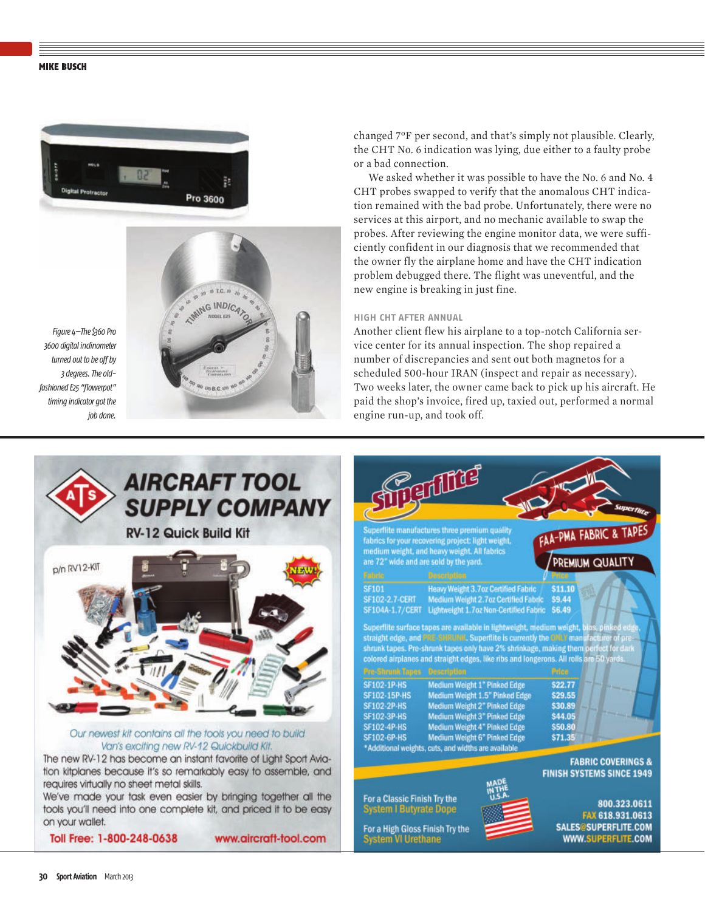changed 7°F per second, and that's simply not plausible. Clearly, the CHT No. 6 indication was lying, due either to a faulty probe or a bad connection.

We asked whether it was possible to have the No. 6 and No. 4 CHT probes swapped to verify that the anomalous CHT indication remained with the bad probe. Unfortunately, there were no services at this airport, and no mechanic available to swap the probes. After reviewing the engine monitor data, we were sufficiently confident in our diagnosis that we recommended that the owner fly the airplane home and have the CHT indication problem debugged there. The flight was uneventful, and the new engine is breaking in just fine.

*Figure 4—The $360 Pro 3600 digital inclinometer turned out to be off by 3 degrees. The old-fashioned E25 "flowerpot" timing indicator got the job done.*

### HIGH CHT AFTER ANNUAL

Another client flew his airplane to a top-notch California service center for its annual inspection. The shop repaired a number of discrepancies and sent out both magnetos for a scheduled 500-hour IRAN (inspect and repair as necessary). Two weeks later, the owner came back to pick up his aircraft. He paid the shop's invoice, fired up, taxied out, performed a normal engine run-up, and took off.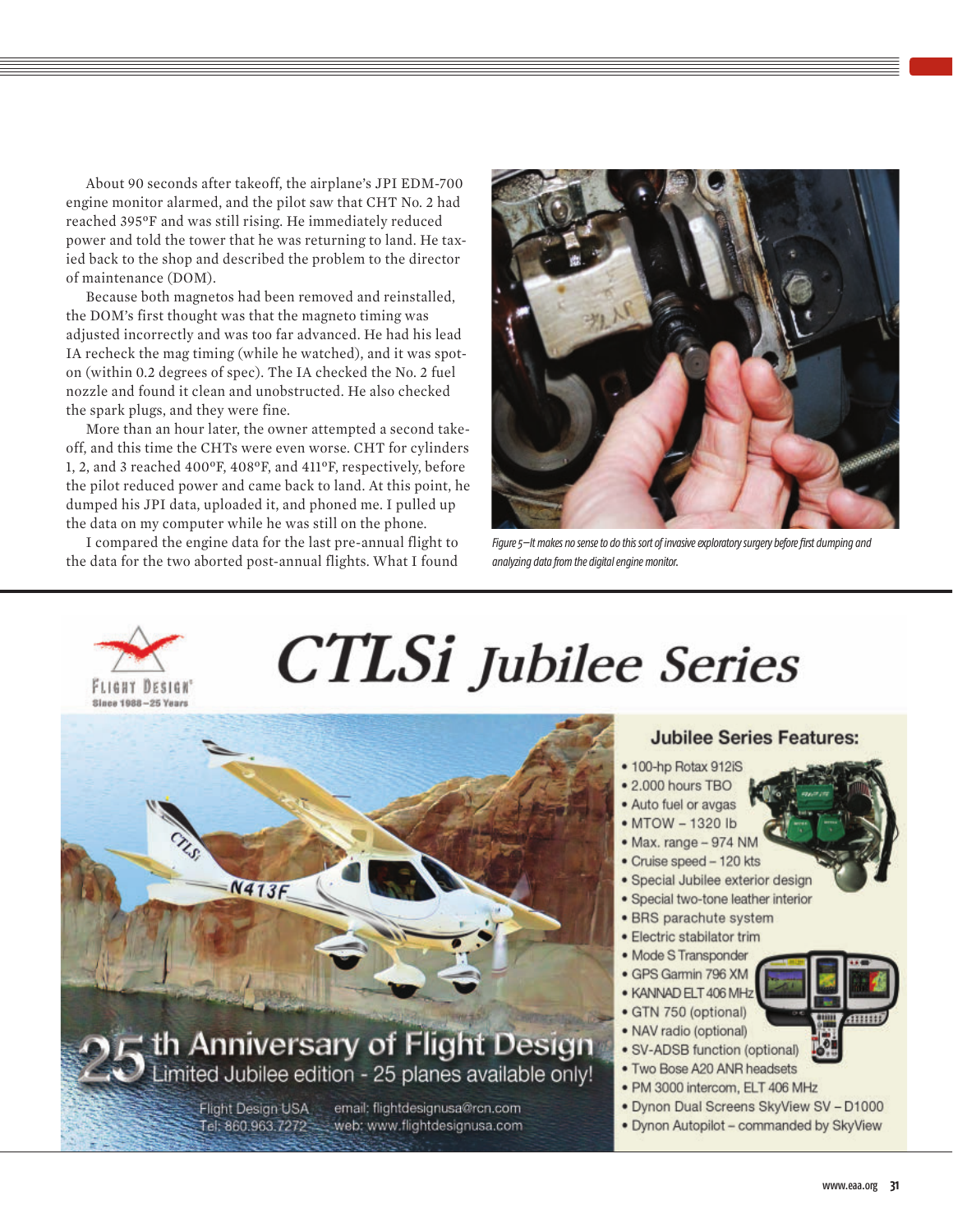About 90 seconds after takeoff, the airplane's JPI EDM-700 engine monitor alarmed, and the pilot saw that CHT No. 2 had reached 395°F and was still rising. He immediately reduced power and told the tower that he was returning to land. He taxied back to the shop and described the problem to the director of maintenance (DOM).

Because both magnetos had been removed and reinstalled, the DOM's first thought was that the magneto timing was adjusted incorrectly and was too far advanced. He had his lead IA recheck the mag timing (while he watched), and it was spot-on (within 0.2 degrees of spec). The IA checked the No. 2 fuel nozzle and found it clean and unobstructed. He also checked the spark plugs, and they were fine.

More than an hour later, the owner attempted a second takeoff, and this time the CHTs were even worse. CHT for cylinders 1, 2, and 3 reached 400°F, 408°F, and 411°F, respectively, before the pilot reduced power and came back to land. At this point, he dumped his JPI data, uploaded it, and phoned me. I pulled up the data on my computer while he was still on the phone.

I compared the engine data for the last pre-annual flight to the data for the two aborted post-annual flights. What I found

*Figure 5—It makes no sense to do this sort of invasive exploratory surgery before first dumping and analyzing data from the digital engine monitor.*

# CTLSi Jubilee Series

FLIGHT DESIGN® Since 1988 – 25 Years

**25th Anniversary of Flight Design**
Limited Jubilee edition - 25 planes available only!

Flight Design USA
Tel: 860.963.7272
email: flightdesignusa@rcn.com
web: www.flightdesignusa.com

## Jubilee Series Features:

- 100-hp Rotax 912iS
- 2,000 hours TBO
- Auto fuel or avgas
- MTOW – 1320 lb
- Max. range – 974 NM
- Cruise speed – 120 kts
- Special Jubilee exterior design
- Special two-tone leather interior
- BRS parachute system
- Electric stabilator trim
- Mode S Transponder
- GPS Garmin 796 XM
- KANNAD ELT 406 MHz
- GTN 750 (optional)
- NAV radio (optional)
- SV-ADSB function (optional)
- Two Bose A20 ANR headsets
- PM 3000 intercom, ELT 406 MHz
- Dynon Dual Screens SkyView SV – D1000
- Dynon Autopilot – commanded by SkyView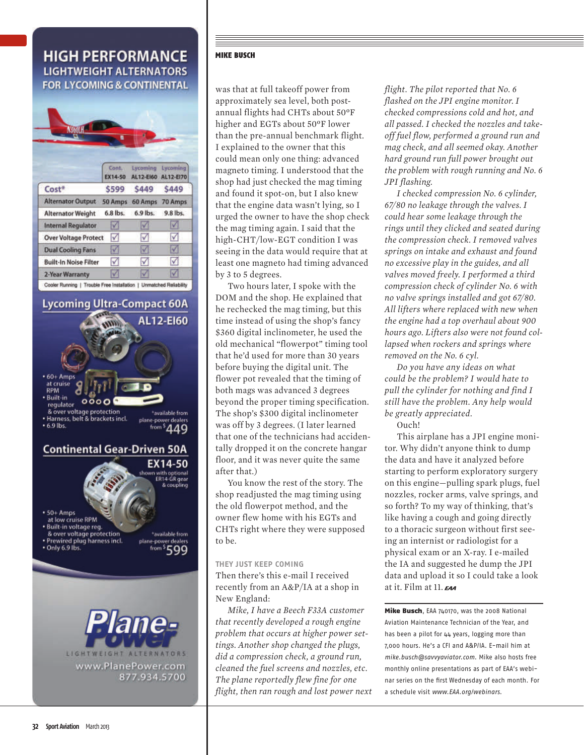# HIGH PERFORMANCE
## LIGHTWEIGHT ALTERNATORS FOR LYCOMING & CONTINENTAL

| | Cont. EX14-50 | Lycoming AL12-EI60 | Lycoming AL12-EI70 |
|---|---|---|---|
| Cost* | $599 | $449 | $449 |
| Alternator Output | 50 Amps | 60 Amps | 70 Amps |
| Alternator Weight | 6.8 lbs. | 6.9 lbs. | 9.8 lbs. |
| Internal Regulator | ☑ | ☑ | ☑ |
| Over Voltage Protect | ☑ | ☑ | ☑ |
| Dual Cooling Fans | ☑ | ☑ | ☑ |
| Built-In Noise Filter | ☑ | ☑ | ☑ |
| 2-Year Warranty | ☑ | ☑ | ☑ |

Cooler Running | Trouble Free Installation | Unmatched Reliability

### Lycoming Ultra-Compact 60A
AL12-EI60

- 60+ Amps at cruise RPM
- Built-in regulator & over voltage protection
- Harness, belt & brackets incl.
- 6.9 lbs.

*available from plane-power dealers from $449

### Continental Gear-Driven 50A
EX14-50

shown with optional ER14-GR gear & coupling

- 50+ Amps at low cruise RPM
- Built-in voltage reg. & over voltage protection
- Prewired plug harness incl.
- Only 6.9 lbs.

*available from plane-power dealers from $599

Plane-Power LIGHTWEIGHT ALTERNATORS
www.PlanePower.com
877.934.5700

---

was that at full takeoff power from approximately sea level, both post-annual flights had CHTs about 50°F higher and EGTs about 50°F lower than the pre-annual benchmark flight. I explained to the owner that this could mean only one thing: advanced magneto timing. I understood that the shop had just checked the mag timing and found it spot-on, but I also knew that the engine data wasn't lying, so I urged the owner to have the shop check the mag timing again. I said that the high-CHT/low-EGT condition I was seeing in the data would require that at least one magneto had timing advanced by 3 to 5 degrees.

Two hours later, I spoke with the DOM and the shop. He explained that he rechecked the mag timing, but this time instead of using the shop's fancy $360 digital inclinometer, he used the old mechanical "flowerpot" timing tool that he'd used for more than 30 years before buying the digital unit. The flower pot revealed that the timing of both mags was advanced 3 degrees beyond the proper timing specification. The shop's $300 digital inclinometer was off by 3 degrees. (I later learned that one of the technicians had accidentally dropped it on the concrete hangar floor, and it was never quite the same after that.)

You know the rest of the story. The shop readjusted the mag timing using the old flowerpot method, and the owner flew home with his EGTs and CHTs right where they were supposed to be.

## THEY JUST KEEP COMING

Then there's this e-mail I received recently from an A&P/IA at a shop in New England:

*Mike, I have a Beech F33A customer that recently developed a rough engine problem that occurs at higher power settings. Another shop changed the plugs, did a compression check, a ground run, cleaned the fuel screens and nozzles, etc. The plane reportedly flew fine for one flight, then ran rough and lost power next flight. The pilot reported that No. 6 flashed on the JPI engine monitor. I checked compressions cold and hot, and all passed. I checked the nozzles and take-off fuel flow, performed a ground run and mag check, and all seemed okay. Another hard ground run full power brought out the problem with rough running and No. 6 JPI flashing.*

*I checked compression No. 6 cylinder, 67/80 no leakage through the valves. I could hear some leakage through the rings until they clicked and seated during the compression check. I removed valves springs on intake and exhaust and found no excessive play in the guides, and all valves moved freely. I performed a third compression check of cylinder No. 6 with no valve springs installed and got 67/80. All lifters where replaced with new when the engine had a top overhaul about 900 hours ago. Lifters also were not found collapsed when rockers and springs where removed on the No. 6 cyl.*

*Do you have any ideas on what could be the problem? I would hate to pull the cylinder for nothing and find I still have the problem. Any help would be greatly appreciated.*

Ouch!

This airplane has a JPI engine monitor. Why didn't anyone think to dump the data and have it analyzed before starting to perform exploratory surgery on this engine—pulling spark plugs, fuel nozzles, rocker arms, valve springs, and so forth? To my way of thinking, that's like having a cough and going directly to a thoracic surgeon without first seeing an internist or radiologist for a physical exam or an X-ray. I e-mailed the IA and suggested he dump the JPI data and upload it so I could take a look at it. Film at 11. EAA

**Mike Busch**, EAA 740170, was the 2008 National Aviation Maintenance Technician of the Year, and has been a pilot for 44 years, logging more than 7,000 hours. He's a CFI and A&P/IA. E-mail him at *mike.busch@savvyaviator.com*. Mike also hosts free monthly online presentations as part of EAA's webinar series on the first Wednesday of each month. For a schedule visit *www.EAA.org/webinars*.